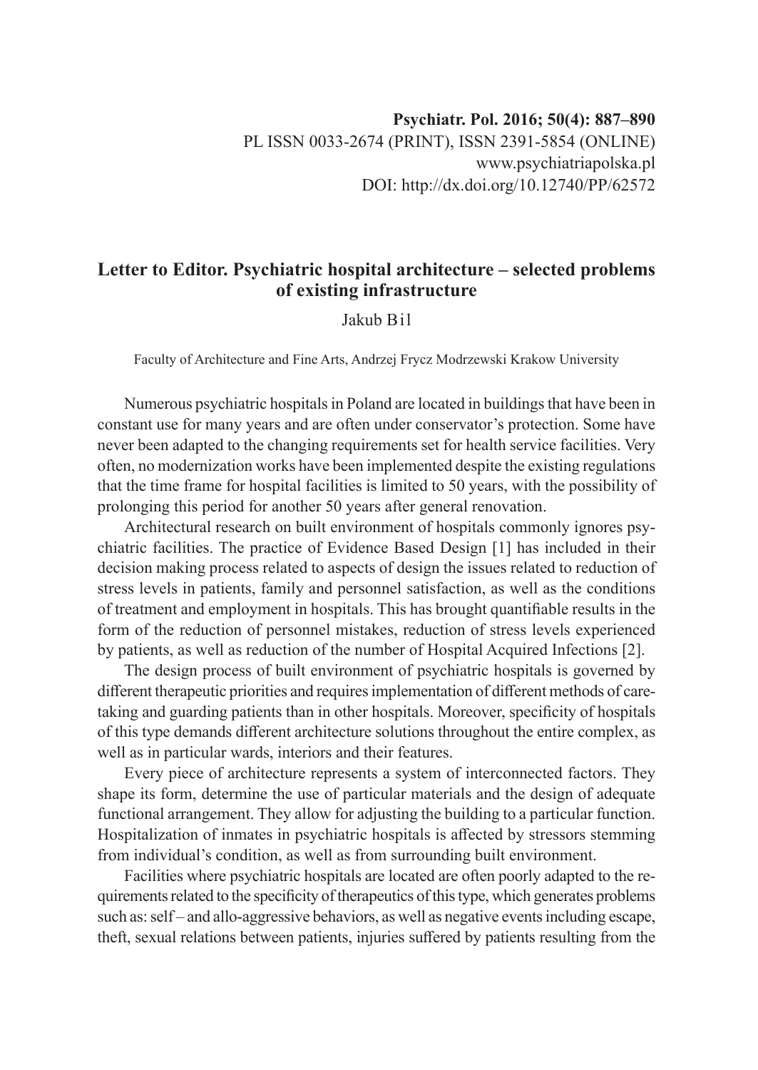**Psychiatr. Pol. 2016; 50(4): 887–890**
PL ISSN 0033-2674 (PRINT), ISSN 2391-5854 (ONLINE)
www.psychiatriapolska.pl
DOI: http://dx.doi.org/10.12740/PP/62572

# Letter to Editor. Psychiatric hospital architecture – selected problems of existing infrastructure

Jakub Bil

Faculty of Architecture and Fine Arts, Andrzej Frycz Modrzewski Krakow University

Numerous psychiatric hospitals in Poland are located in buildings that have been in constant use for many years and are often under conservator's protection. Some have never been adapted to the changing requirements set for health service facilities. Very often, no modernization works have been implemented despite the existing regulations that the time frame for hospital facilities is limited to 50 years, with the possibility of prolonging this period for another 50 years after general renovation.

Architectural research on built environment of hospitals commonly ignores psychiatric facilities. The practice of Evidence Based Design [1] has included in their decision making process related to aspects of design the issues related to reduction of stress levels in patients, family and personnel satisfaction, as well as the conditions of treatment and employment in hospitals. This has brought quantifiable results in the form of the reduction of personnel mistakes, reduction of stress levels experienced by patients, as well as reduction of the number of Hospital Acquired Infections [2].

The design process of built environment of psychiatric hospitals is governed by different therapeutic priorities and requires implementation of different methods of caretaking and guarding patients than in other hospitals. Moreover, specificity of hospitals of this type demands different architecture solutions throughout the entire complex, as well as in particular wards, interiors and their features.

Every piece of architecture represents a system of interconnected factors. They shape its form, determine the use of particular materials and the design of adequate functional arrangement. They allow for adjusting the building to a particular function. Hospitalization of inmates in psychiatric hospitals is affected by stressors stemming from individual's condition, as well as from surrounding built environment.

Facilities where psychiatric hospitals are located are often poorly adapted to the requirements related to the specificity of therapeutics of this type, which generates problems such as: self – and allo-aggressive behaviors, as well as negative events including escape, theft, sexual relations between patients, injuries suffered by patients resulting from the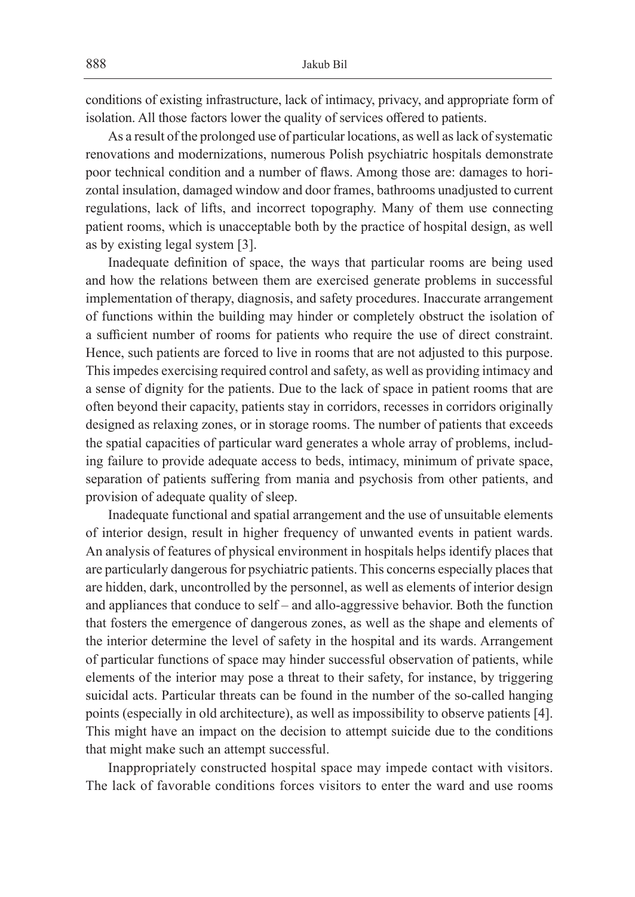conditions of existing infrastructure, lack of intimacy, privacy, and appropriate form of isolation. All those factors lower the quality of services offered to patients.

As a result of the prolonged use of particular locations, as well as lack of systematic renovations and modernizations, numerous Polish psychiatric hospitals demonstrate poor technical condition and a number of flaws. Among those are: damages to horizontal insulation, damaged window and door frames, bathrooms unadjusted to current regulations, lack of lifts, and incorrect topography. Many of them use connecting patient rooms, which is unacceptable both by the practice of hospital design, as well as by existing legal system [3].

Inadequate definition of space, the ways that particular rooms are being used and how the relations between them are exercised generate problems in successful implementation of therapy, diagnosis, and safety procedures. Inaccurate arrangement of functions within the building may hinder or completely obstruct the isolation of a sufficient number of rooms for patients who require the use of direct constraint. Hence, such patients are forced to live in rooms that are not adjusted to this purpose. This impedes exercising required control and safety, as well as providing intimacy and a sense of dignity for the patients. Due to the lack of space in patient rooms that are often beyond their capacity, patients stay in corridors, recesses in corridors originally designed as relaxing zones, or in storage rooms. The number of patients that exceeds the spatial capacities of particular ward generates a whole array of problems, including failure to provide adequate access to beds, intimacy, minimum of private space, separation of patients suffering from mania and psychosis from other patients, and provision of adequate quality of sleep.

Inadequate functional and spatial arrangement and the use of unsuitable elements of interior design, result in higher frequency of unwanted events in patient wards. An analysis of features of physical environment in hospitals helps identify places that are particularly dangerous for psychiatric patients. This concerns especially places that are hidden, dark, uncontrolled by the personnel, as well as elements of interior design and appliances that conduce to self – and allo-aggressive behavior. Both the function that fosters the emergence of dangerous zones, as well as the shape and elements of the interior determine the level of safety in the hospital and its wards. Arrangement of particular functions of space may hinder successful observation of patients, while elements of the interior may pose a threat to their safety, for instance, by triggering suicidal acts. Particular threats can be found in the number of the so-called hanging points (especially in old architecture), as well as impossibility to observe patients [4]. This might have an impact on the decision to attempt suicide due to the conditions that might make such an attempt successful.

Inappropriately constructed hospital space may impede contact with visitors. The lack of favorable conditions forces visitors to enter the ward and use rooms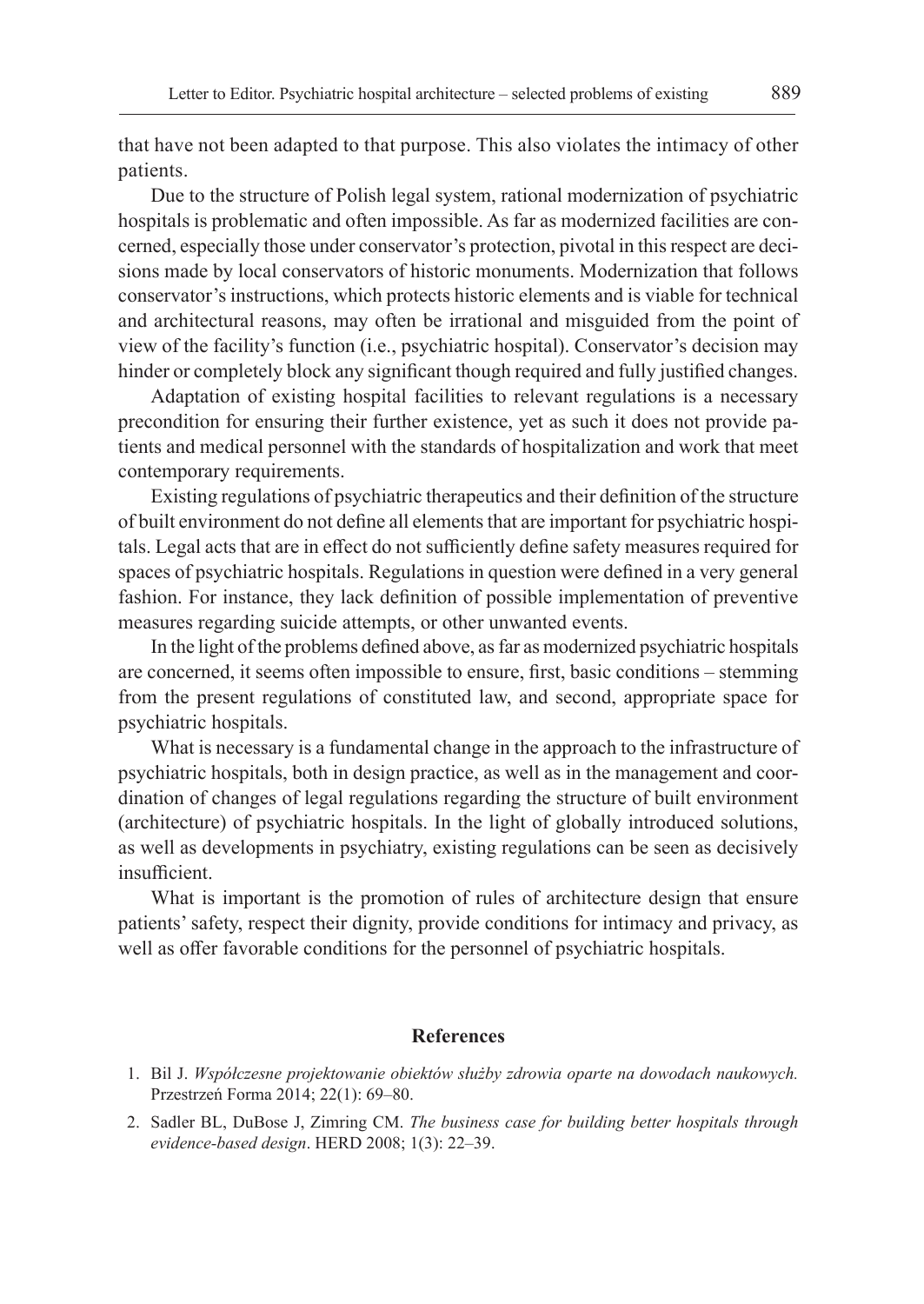that have not been adapted to that purpose. This also violates the intimacy of other patients.

Due to the structure of Polish legal system, rational modernization of psychiatric hospitals is problematic and often impossible. As far as modernized facilities are concerned, especially those under conservator's protection, pivotal in this respect are decisions made by local conservators of historic monuments. Modernization that follows conservator's instructions, which protects historic elements and is viable for technical and architectural reasons, may often be irrational and misguided from the point of view of the facility's function (i.e., psychiatric hospital). Conservator's decision may hinder or completely block any significant though required and fully justified changes.

Adaptation of existing hospital facilities to relevant regulations is a necessary precondition for ensuring their further existence, yet as such it does not provide patients and medical personnel with the standards of hospitalization and work that meet contemporary requirements.

Existing regulations of psychiatric therapeutics and their definition of the structure of built environment do not define all elements that are important for psychiatric hospitals. Legal acts that are in effect do not sufficiently define safety measures required for spaces of psychiatric hospitals. Regulations in question were defined in a very general fashion. For instance, they lack definition of possible implementation of preventive measures regarding suicide attempts, or other unwanted events.

In the light of the problems defined above, as far as modernized psychiatric hospitals are concerned, it seems often impossible to ensure, first, basic conditions – stemming from the present regulations of constituted law, and second, appropriate space for psychiatric hospitals.

What is necessary is a fundamental change in the approach to the infrastructure of psychiatric hospitals, both in design practice, as well as in the management and coordination of changes of legal regulations regarding the structure of built environment (architecture) of psychiatric hospitals. In the light of globally introduced solutions, as well as developments in psychiatry, existing regulations can be seen as decisively insufficient.

What is important is the promotion of rules of architecture design that ensure patients' safety, respect their dignity, provide conditions for intimacy and privacy, as well as offer favorable conditions for the personnel of psychiatric hospitals.

## References

1. Bil J. *Współczesne projektowanie obiektów służby zdrowia oparte na dowodach naukowych.* Przestrzeń Forma 2014; 22(1): 69–80.
2. Sadler BL, DuBose J, Zimring CM. *The business case for building better hospitals through evidence-based design*. HERD 2008; 1(3): 22–39.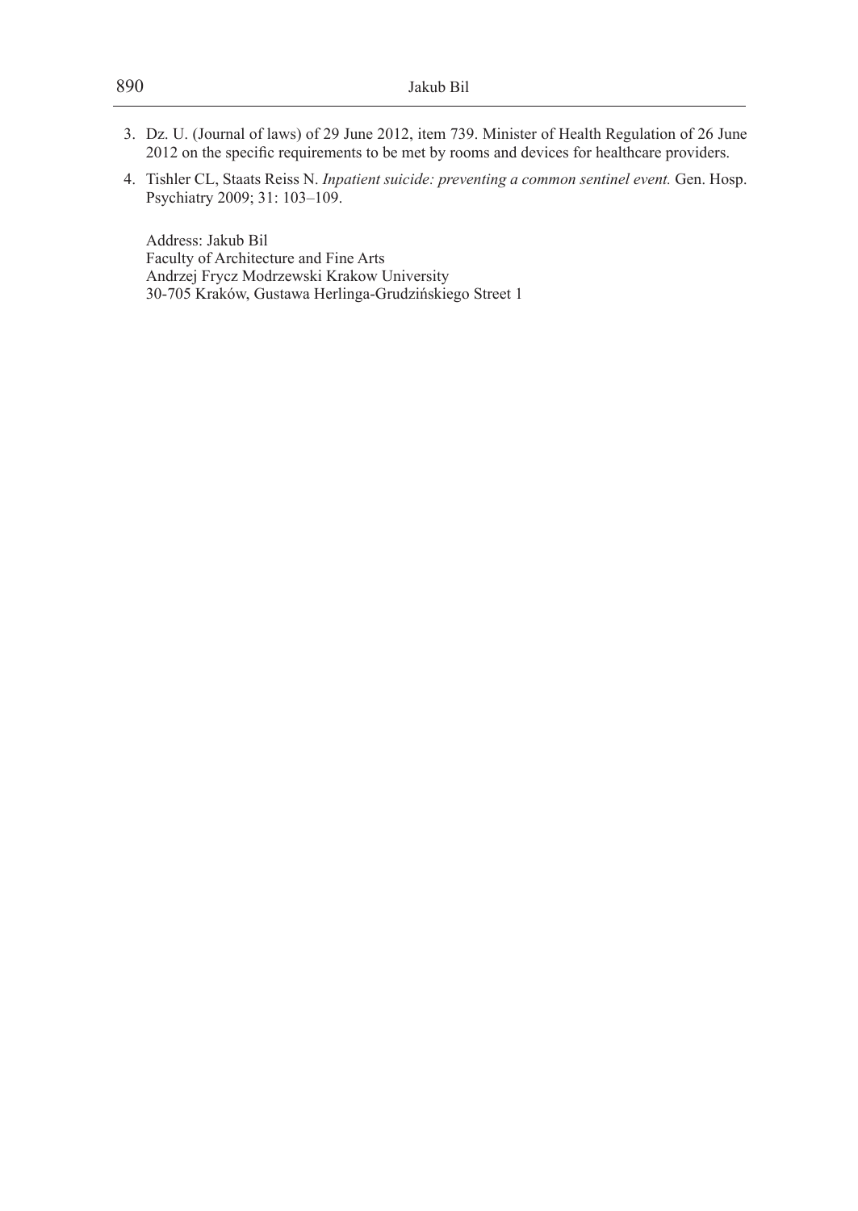3. Dz. U. (Journal of laws) of 29 June 2012, item 739. Minister of Health Regulation of 26 June 2012 on the specific requirements to be met by rooms and devices for healthcare providers.
4. Tishler CL, Staats Reiss N. *Inpatient suicide: preventing a common sentinel event.* Gen. Hosp. Psychiatry 2009; 31: 103–109.

Address: Jakub Bil
Faculty of Architecture and Fine Arts
Andrzej Frycz Modrzewski Krakow University
30-705 Kraków, Gustawa Herlinga-Grudzińskiego Street 1